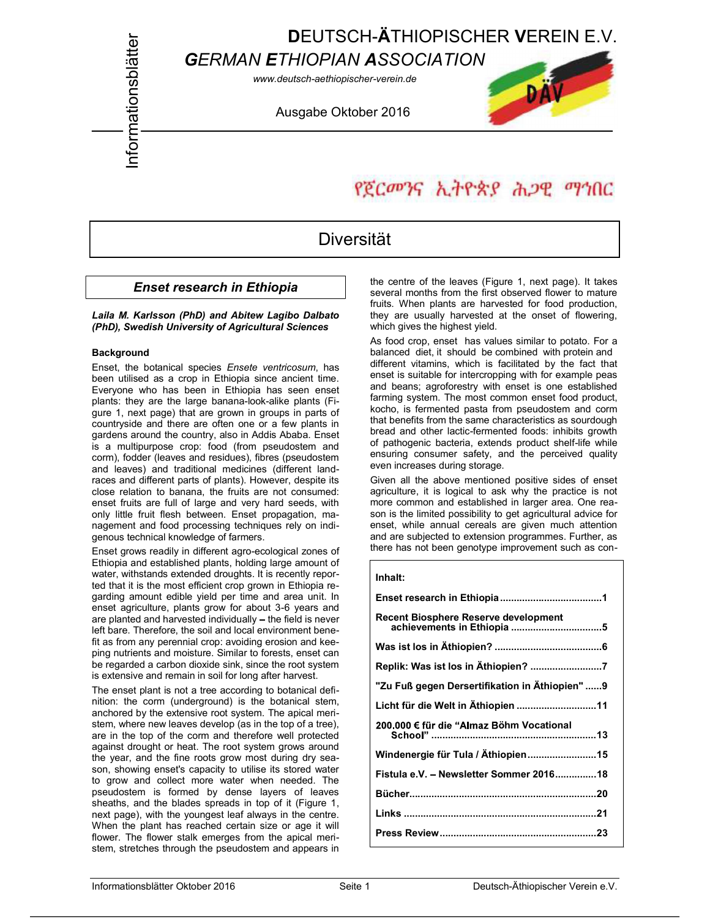# DEUTSCH-ÄTHIOPISCHER VEREIN E.V.

## *GERMAN ETHIOPIAN ASSOCIATION*

*www.deutsch-aethiopischer-verein.de*

Ausgabe Oktober 2016

Informationsblätter

የጀርመንና ኢትዮጵያ ሕጋዊ ማኅበር

# Diversität

## *Enset research in Ethiopia*

***Laila M. Karlsson (PhD) and Abitew Lagibo Dalbato (PhD), Swedish University of Agricultural Sciences***

**Background**

Enset, the botanical species *Ensete ventricosum*, has been utilised as a crop in Ethiopia since ancient time. Everyone who has been in Ethiopia has seen enset plants: they are the large banana-look-alike plants (Figure 1, next page) that are grown in groups in parts of countryside and there are often one or a few plants in gardens around the country, also in Addis Ababa. Enset is a multipurpose crop: food (from pseudostem and corm), fodder (leaves and residues), fibres (pseudostem and leaves) and traditional medicines (different landraces and different parts of plants). However, despite its close relation to banana, the fruits are not consumed: enset fruits are full of large and very hard seeds, with only little fruit flesh between. Enset propagation, management and food processing techniques rely on indigenous technical knowledge of farmers.

Enset grows readily in different agro-ecological zones of Ethiopia and established plants, holding large amount of water, withstands extended droughts. It is recently reported that it is the most efficient crop grown in Ethiopia regarding amount edible yield per time and area unit. In enset agriculture, plants grow for about 3-6 years and are planted and harvested individually – the field is never left bare. Therefore, the soil and local environment benefit as from any perennial crop: avoiding erosion and keeping nutrients and moisture. Similar to forests, enset can be regarded a carbon dioxide sink, since the root system is extensive and remain in soil for long after harvest.

The enset plant is not a tree according to botanical definition: the corm (underground) is the botanical stem, anchored by the extensive root system. The apical meristem, where new leaves develop (as in the top of a tree), are in the top of the corm and therefore well protected against drought or heat. The root system grows around the year, and the fine roots grow most during dry season, showing enset's capacity to utilise its stored water to grow and collect more water when needed. The pseudostem is formed by dense layers of leaves sheaths, and the blades spreads in top of it (Figure 1, next page), with the youngest leaf always in the centre. When the plant has reached certain size or age it will flower. The flower stalk emerges from the apical meristem, stretches through the pseudostem and appears in the centre of the leaves (Figure 1, next page). It takes several months from the first observed flower to mature fruits. When plants are harvested for food production, they are usually harvested at the onset of flowering, which gives the highest yield.

As food crop, enset has values similar to potato. For a balanced diet, it should be combined with protein and different vitamins, which is facilitated by the fact that enset is suitable for intercropping with for example peas and beans; agroforestry with enset is one established farming system. The most common enset food product, kocho, is fermented pasta from pseudostem and corm that benefits from the same characteristics as sourdough bread and other lactic-fermented foods: inhibits growth of pathogenic bacteria, extends product shelf-life while ensuring consumer safety, and the perceived quality even increases during storage.

Given all the above mentioned positive sides of enset agriculture, it is logical to ask why the practice is not more common and established in larger area. One reason is the limited possibility to get agricultural advice for enset, while annual cereals are given much attention and are subjected to extension programmes. Further, as there has not been genotype improvement such as con-

**Inhalt:**

- **Enset research in Ethiopia ....................................1**
- **Recent Biosphere Reserve development achievements in Ethiopia ................................5**
- **Was ist los in Äthiopien? .......................................6**
- **Replik: Was ist los in Äthiopien? ..........................7**
- **"Zu Fuß gegen Dersertifikation in Äthiopien" ......9**
- **Licht für die Welt in Äthiopien .............................11**
- **200.000 € für die "Almaz Böhm Vocational School" ...........................................................13**
- **Windenergie für Tula / Äthiopien.........................15**
- **Fistula e.V. – Newsletter Sommer 2016...............18**
- **Bücher...................................................................20**
- **Links .....................................................................21**
- **Press Review........................................................23**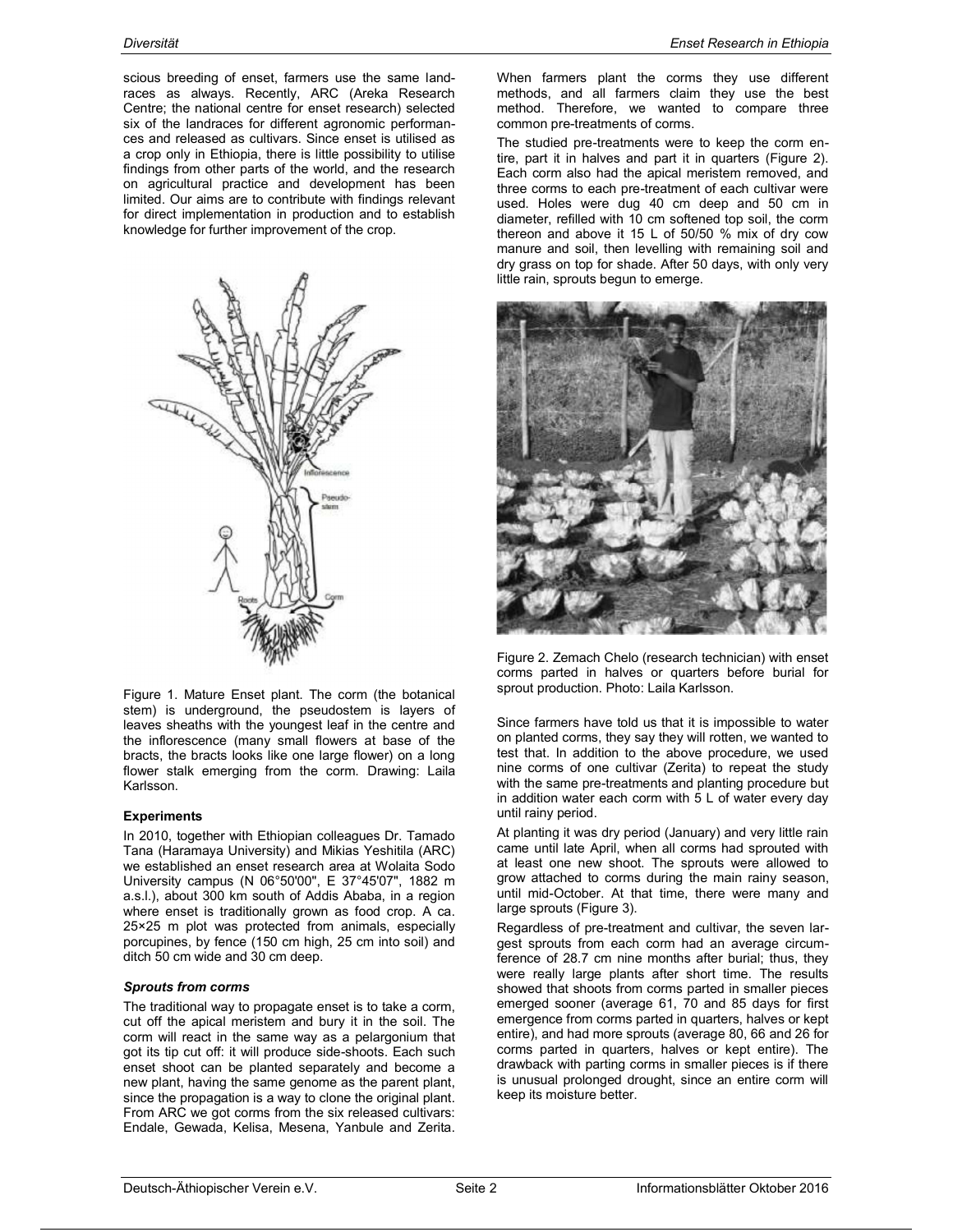scious breeding of enset, farmers use the same landraces as always. Recently, ARC (Areka Research Centre; the national centre for enset research) selected six of the landraces for different agronomic performances and released as cultivars. Since enset is utilised as a crop only in Ethiopia, there is little possibility to utilise findings from other parts of the world, and the research on agricultural practice and development has been limited. Our aims are to contribute with findings relevant for direct implementation in production and to establish knowledge for further improvement of the crop.

Figure 1. Mature Enset plant. The corm (the botanical stem) is underground, the pseudostem is layers of leaves sheaths with the youngest leaf in the centre and the inflorescence (many small flowers at base of the bracts, the bracts looks like one large flower) on a long flower stalk emerging from the corm. Drawing: Laila Karlsson.

### Experiments

In 2010, together with Ethiopian colleagues Dr. Tamado Tana (Haramaya University) and Mikias Yeshitila (ARC) we established an enset research area at Wolaita Sodo University campus (N 06°50'00", E 37°45'07", 1882 m a.s.l.), about 300 km south of Addis Ababa, in a region where enset is traditionally grown as food crop. A ca. 25×25 m plot was protected from animals, especially porcupines, by fence (150 cm high, 25 cm into soil) and ditch 50 cm wide and 30 cm deep.

#### *Sprouts from corms*

The traditional way to propagate enset is to take a corm, cut off the apical meristem and bury it in the soil. The corm will react in the same way as a pelargonium that got its tip cut off: it will produce side-shoots. Each such enset shoot can be planted separately and become a new plant, having the same genome as the parent plant, since the propagation is a way to clone the original plant. From ARC we got corms from the six released cultivars: Endale, Gewada, Kelisa, Mesena, Yanbule and Zerita.

When farmers plant the corms they use different methods, and all farmers claim they use the best method. Therefore, we wanted to compare three common pre-treatments of corms.

The studied pre-treatments were to keep the corm entire, part it in halves and part it in quarters (Figure 2). Each corm also had the apical meristem removed, and three corms to each pre-treatment of each cultivar were used. Holes were dug 40 cm deep and 50 cm in diameter, refilled with 10 cm softened top soil, the corm thereon and above it 15 L of 50/50 % mix of dry cow manure and soil, then levelling with remaining soil and dry grass on top for shade. After 50 days, with only very little rain, sprouts begun to emerge.

Figure 2. Zemach Chelo (research technician) with enset corms parted in halves or quarters before burial for sprout production. Photo: Laila Karlsson.

Since farmers have told us that it is impossible to water on planted corms, they say they will rotten, we wanted to test that. In addition to the above procedure, we used nine corms of one cultivar (Zerita) to repeat the study with the same pre-treatments and planting procedure but in addition water each corm with 5 L of water every day until rainy period.

At planting it was dry period (January) and very little rain came until late April, when all corms had sprouted with at least one new shoot. The sprouts were allowed to grow attached to corms during the main rainy season, until mid-October. At that time, there were many and large sprouts (Figure 3).

Regardless of pre-treatment and cultivar, the seven largest sprouts from each corm had an average circumference of 28.7 cm nine months after burial; thus, they were really large plants after short time. The results showed that shoots from corms parted in smaller pieces emerged sooner (average 61, 70 and 85 days for first emergence from corms parted in quarters, halves or kept entire), and had more sprouts (average 80, 66 and 26 for corms parted in quarters, halves or kept entire). The drawback with parting corms in smaller pieces is if there is unusual prolonged drought, since an entire corm will keep its moisture better.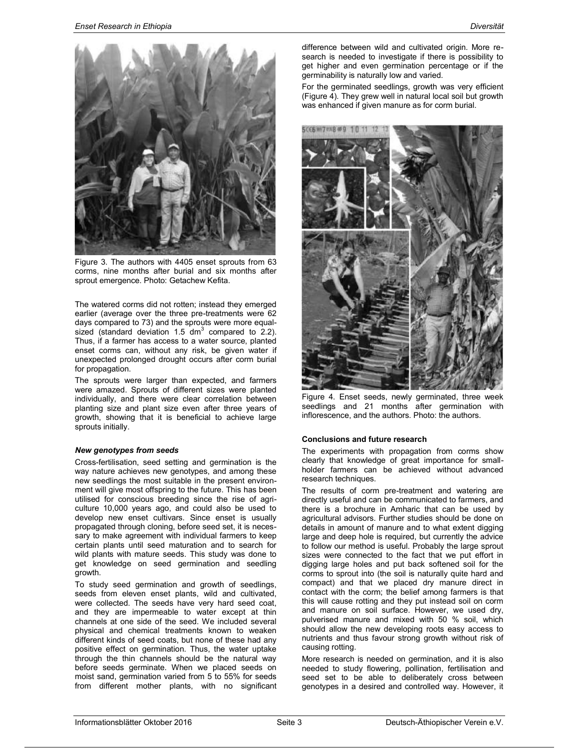Figure 3. The authors with 4405 enset sprouts from 63 corms, nine months after burial and six months after sprout emergence. Photo: Getachew Kefita.

The watered corms did not rotten; instead they emerged earlier (average over the three pre-treatments were 62 days compared to 73) and the sprouts were more equal-sized (standard deviation 1.5 $dm^3$ compared to 2.2). Thus, if a farmer has access to a water source, planted enset corms can, without any risk, be given water if unexpected prolonged drought occurs after corm burial for propagation.

The sprouts were larger than expected, and farmers were amazed. Sprouts of different sizes were planted individually, and there were clear correlation between planting size and plant size even after three years of growth, showing that it is beneficial to achieve large sprouts initially.

### *New genotypes from seeds*

Cross-fertilisation, seed setting and germination is the way nature achieves new genotypes, and among these new seedlings the most suitable in the present environment will give most offspring to the future. This has been utilised for conscious breeding since the rise of agriculture 10,000 years ago, and could also be used to develop new enset cultivars. Since enset is usually propagated through cloning, before seed set, it is necessary to make agreement with individual farmers to keep certain plants until seed maturation and to search for wild plants with mature seeds. This study was done to get knowledge on seed germination and seedling growth.

To study seed germination and growth of seedlings, seeds from eleven enset plants, wild and cultivated, were collected. The seeds have very hard seed coat, and they are impermeable to water except at thin channels at one side of the seed. We included several physical and chemical treatments known to weaken different kinds of seed coats, but none of these had any positive effect on germination. Thus, the water uptake through the thin channels should be the natural way before seeds germinate. When we placed seeds on moist sand, germination varied from 5 to 55% for seeds from different mother plants, with no significant difference between wild and cultivated origin. More research is needed to investigate if there is possibility to get higher and even germination percentage or if the germinability is naturally low and varied.

For the germinated seedlings, growth was very efficient (Figure 4). They grew well in natural local soil but growth was enhanced if given manure as for corm burial.

Figure 4. Enset seeds, newly germinated, three week seedlings and 21 months after germination with inflorescence, and the authors. Photo: the authors.

### Conclusions and future research

The experiments with propagation from corms show clearly that knowledge of great importance for smallholder farmers can be achieved without advanced research techniques.

The results of corm pre-treatment and watering are directly useful and can be communicated to farmers, and there is a brochure in Amharic that can be used by agricultural advisors. Further studies should be done on details in amount of manure and to what extent digging large and deep hole is required, but currently the advice to follow our method is useful. Probably the large sprout sizes were connected to the fact that we put effort in digging large holes and put back softened soil for the corms to sprout into (the soil is naturally quite hard and compact) and that we placed dry manure direct in contact with the corm; the belief among farmers is that this will cause rotting and they put instead soil on corm and manure on soil surface. However, we used dry, pulverised manure and mixed with 50 % soil, which should allow the new developing roots easy access to nutrients and thus favour strong growth without risk of causing rotting.

More research is needed on germination, and it is also needed to study flowering, pollination, fertilisation and seed set to be able to deliberately cross between genotypes in a desired and controlled way. However, it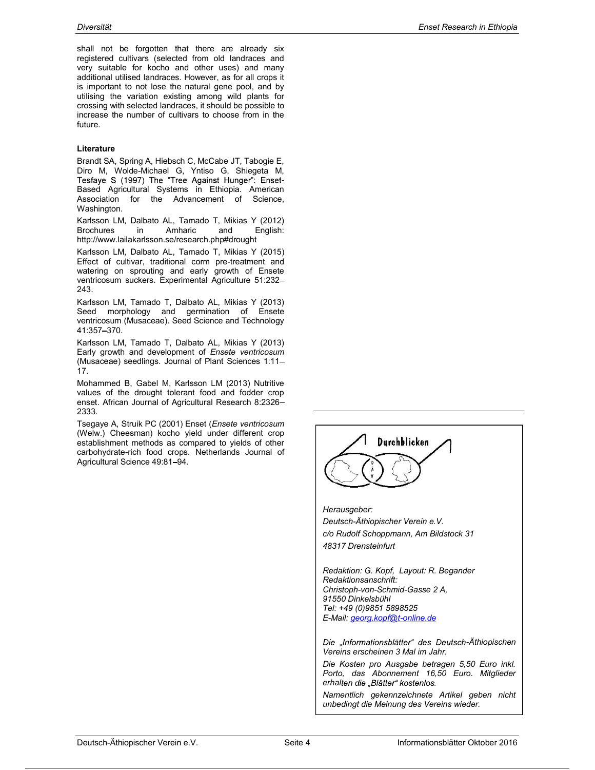shall not be forgotten that there are already six registered cultivars (selected from old landraces and very suitable for kocho and other uses) and many additional utilised landraces. However, as for all crops it is important to not lose the natural gene pool, and by utilising the variation existing among wild plants for crossing with selected landraces, it should be possible to increase the number of cultivars to choose from in the future.

**Literature**

Brandt SA, Spring A, Hiebsch C, McCabe JT, Tabogie E, Diro M, Wolde-Michael G, Yntiso G, Shiegeta M, Tesfaye S (1997) The "Tree Against Hunger": Enset-Based Agricultural Systems in Ethiopia. American Association for the Advancement of Science, Washington.

Karlsson LM, Dalbato AL, Tamado T, Mikias Y (2012) Brochures in Amharic and English: http://www.lailakarlsson.se/research.php#drought

Karlsson LM, Dalbato AL, Tamado T, Mikias Y (2015) Effect of cultivar, traditional corm pre-treatment and watering on sprouting and early growth of Ensete ventricosum suckers. Experimental Agriculture 51:232–243.

Karlsson LM, Tamado T, Dalbato AL, Mikias Y (2013) Seed morphology and germination of Ensete ventricosum (Musaceae). Seed Science and Technology 41:357–370.

Karlsson LM, Tamado T, Dalbato AL, Mikias Y (2013) Early growth and development of *Ensete ventricosum* (Musaceae) seedlings. Journal of Plant Sciences 1:11–17.

Mohammed B, Gabel M, Karlsson LM (2013) Nutritive values of the drought tolerant food and fodder crop enset. African Journal of Agricultural Research 8:2326–2333.

Tsegaye A, Struik PC (2001) Enset (*Ensete ventricosum* (Welw.) Cheesman) kocho yield under different crop establishment methods as compared to yields of other carbohydrate-rich food crops. Netherlands Journal of Agricultural Science 49:81–94.

---

Durchblicken

*Herausgeber:*
*Deutsch-Äthiopischer Verein e.V.*
*c/o Rudolf Schoppmann, Am Bildstock 31*
*48317 Drensteinfurt*

*Redaktion: G. Kopf, Layout: R. Begander*
*Redaktionsanschrift:*
*Christoph-von-Schmid-Gasse 2 A,*
*91550 Dinkelsbühl*
*Tel: +49 (0)9851 5898525*
*E-Mail: georg.kopf@t-online.de*

*Die „Informationsblätter" des Deutsch-Äthiopischen Vereins erscheinen 3 Mal im Jahr.*

*Die Kosten pro Ausgabe betragen 5,50 Euro inkl. Porto, das Abonnement 16,50 Euro. Mitglieder erhalten die „Blätter" kostenlos.*

*Namentlich gekennzeichnete Artikel geben nicht unbedingt die Meinung des Vereins wieder.*